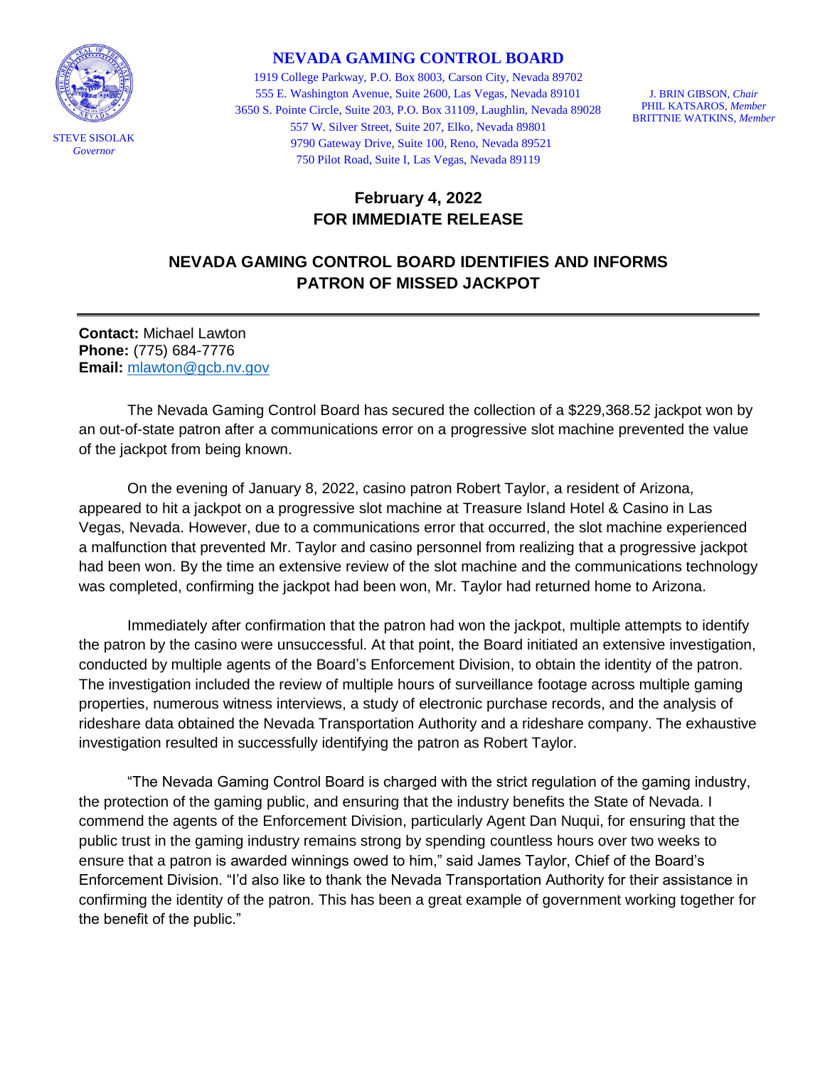STEVE SISOLAK
*Governor*

# NEVADA GAMING CONTROL BOARD

1919 College Parkway, P.O. Box 8003, Carson City, Nevada 89702
555 E. Washington Avenue, Suite 2600, Las Vegas, Nevada 89101
3650 S. Pointe Circle, Suite 203, P.O. Box 31109, Laughlin, Nevada 89028
557 W. Silver Street, Suite 207, Elko, Nevada 89801
9790 Gateway Drive, Suite 100, Reno, Nevada 89521
750 Pilot Road, Suite I, Las Vegas, Nevada 89119

J. BRIN GIBSON, *Chair*
PHIL KATSAROS, *Member*
BRITTNIE WATKINS, *Member*

**February 4, 2022**
**FOR IMMEDIATE RELEASE**

## NEVADA GAMING CONTROL BOARD IDENTIFIES AND INFORMS PATRON OF MISSED JACKPOT

---

**Contact:** Michael Lawton
**Phone:** (775) 684-7776
**Email:** mlawton@gcb.nv.gov

The Nevada Gaming Control Board has secured the collection of a $229,368.52 jackpot won by an out-of-state patron after a communications error on a progressive slot machine prevented the value of the jackpot from being known.

On the evening of January 8, 2022, casino patron Robert Taylor, a resident of Arizona, appeared to hit a jackpot on a progressive slot machine at Treasure Island Hotel & Casino in Las Vegas, Nevada. However, due to a communications error that occurred, the slot machine experienced a malfunction that prevented Mr. Taylor and casino personnel from realizing that a progressive jackpot had been won. By the time an extensive review of the slot machine and the communications technology was completed, confirming the jackpot had been won, Mr. Taylor had returned home to Arizona.

Immediately after confirmation that the patron had won the jackpot, multiple attempts to identify the patron by the casino were unsuccessful. At that point, the Board initiated an extensive investigation, conducted by multiple agents of the Board's Enforcement Division, to obtain the identity of the patron. The investigation included the review of multiple hours of surveillance footage across multiple gaming properties, numerous witness interviews, a study of electronic purchase records, and the analysis of rideshare data obtained the Nevada Transportation Authority and a rideshare company. The exhaustive investigation resulted in successfully identifying the patron as Robert Taylor.

"The Nevada Gaming Control Board is charged with the strict regulation of the gaming industry, the protection of the gaming public, and ensuring that the industry benefits the State of Nevada. I commend the agents of the Enforcement Division, particularly Agent Dan Nuqui, for ensuring that the public trust in the gaming industry remains strong by spending countless hours over two weeks to ensure that a patron is awarded winnings owed to him," said James Taylor, Chief of the Board's Enforcement Division. "I'd also like to thank the Nevada Transportation Authority for their assistance in confirming the identity of the patron. This has been a great example of government working together for the benefit of the public."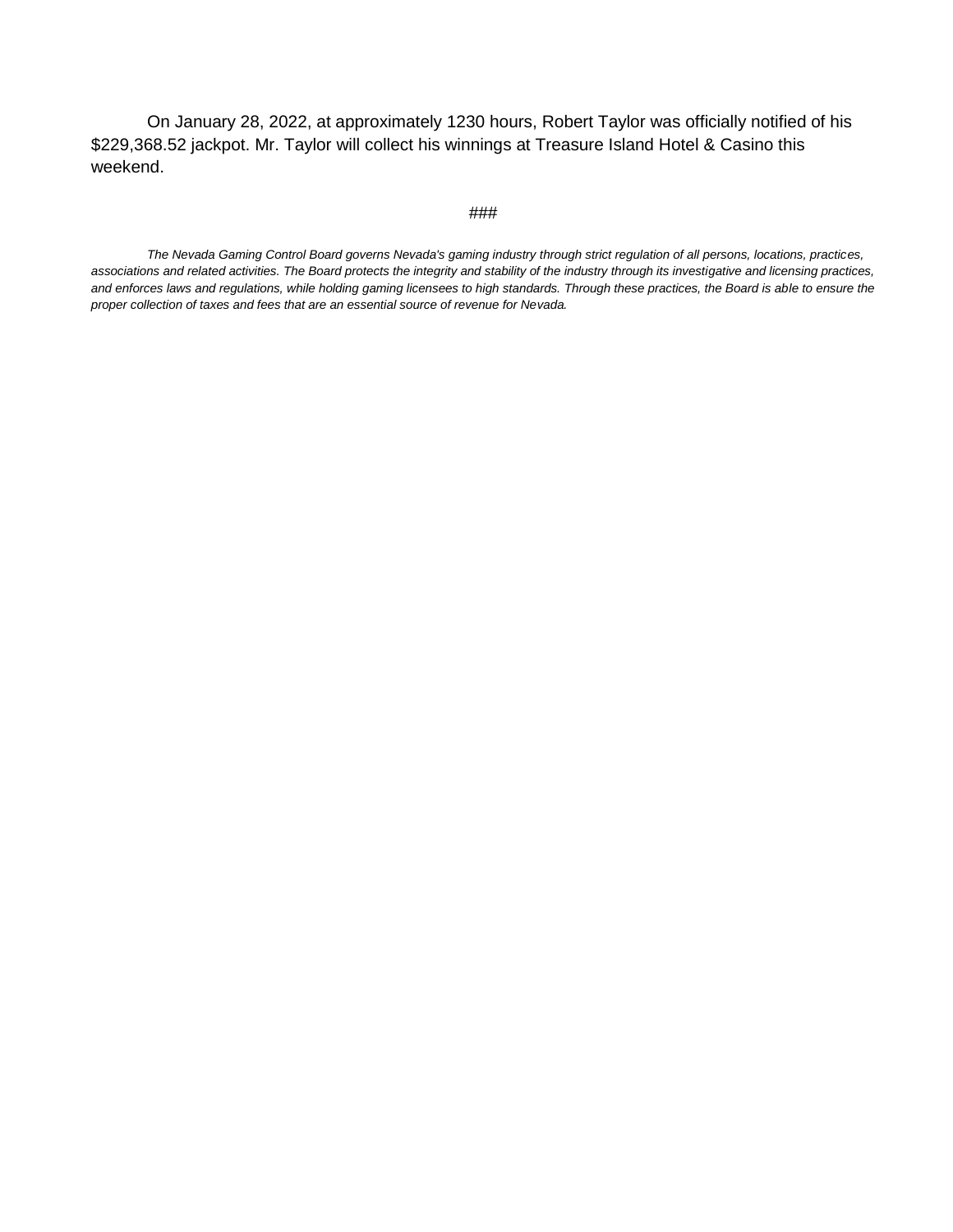On January 28, 2022, at approximately 1230 hours, Robert Taylor was officially notified of his $229,368.52 jackpot. Mr. Taylor will collect his winnings at Treasure Island Hotel & Casino this weekend.

###

*The Nevada Gaming Control Board governs Nevada's gaming industry through strict regulation of all persons, locations, practices, associations and related activities. The Board protects the integrity and stability of the industry through its investigative and licensing practices, and enforces laws and regulations, while holding gaming licensees to high standards. Through these practices, the Board is able to ensure the proper collection of taxes and fees that are an essential source of revenue for Nevada.*